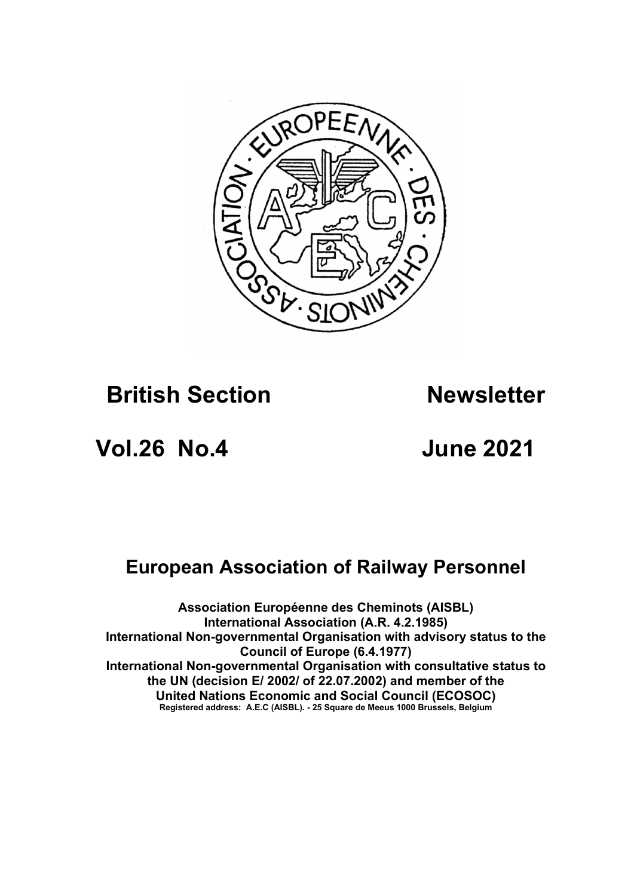# British Section Newsletter

## Vol.26 No.4 June 2021

## European Association of Railway Personnel

**Association Européenne des Cheminots (AISBL)**
**International Association (A.R. 4.2.1985)**
**International Non-governmental Organisation with advisory status to the Council of Europe (6.4.1977)**
**International Non-governmental Organisation with consultative status to the UN (decision E/ 2002/ of 22.07.2002) and member of the United Nations Economic and Social Council (ECOSOC)**
**Registered address: A.E.C (AISBL). - 25 Square de Meeus 1000 Brussels, Belgium**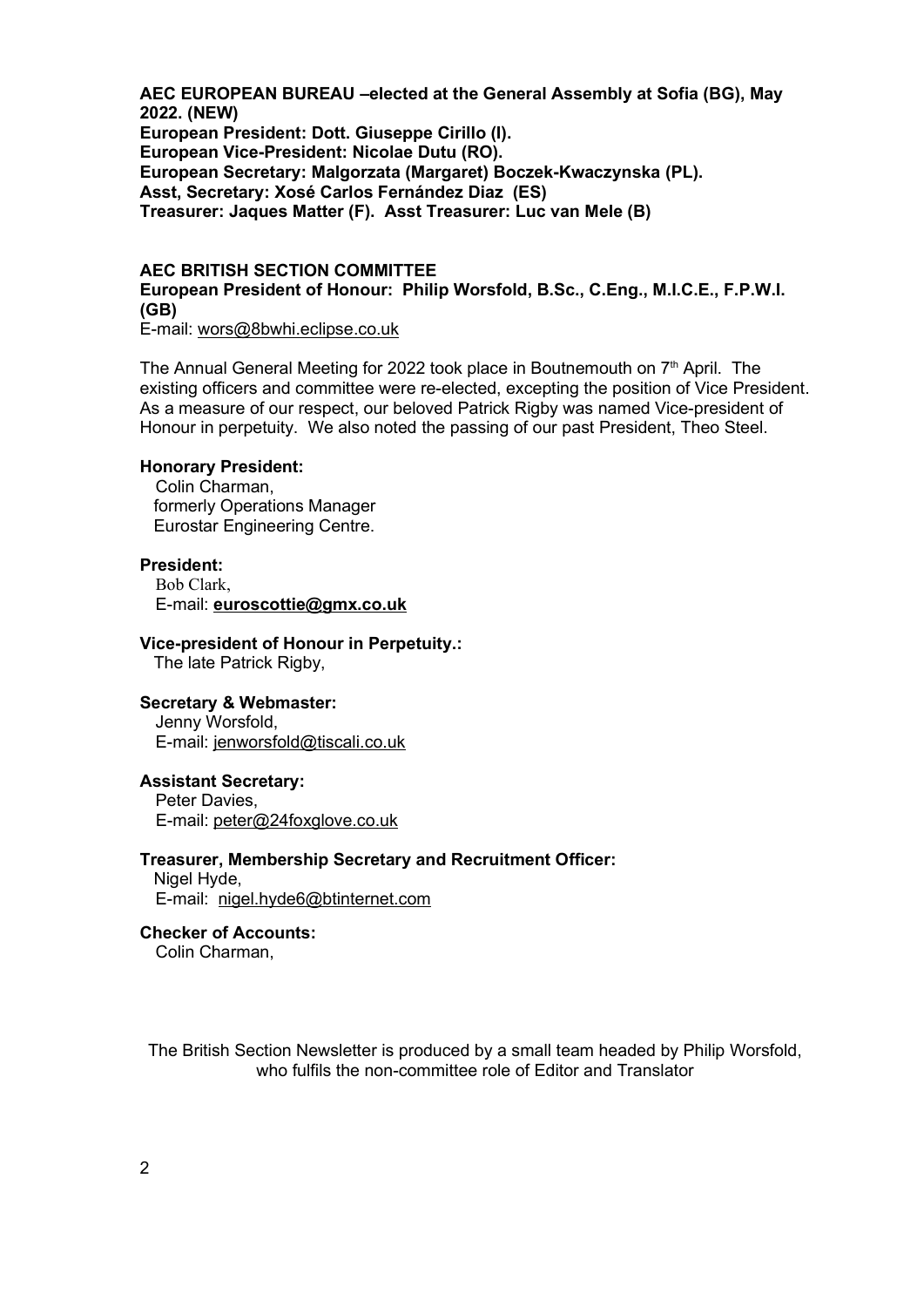**AEC EUROPEAN BUREAU –elected at the General Assembly at Sofia (BG), May 2022. (NEW)**
**European President: Dott. Giuseppe Cirillo (I).**
**European Vice-President: Nicolae Dutu (RO).**
**European Secretary: Malgorzata (Margaret) Boczek-Kwaczynska (PL).**
**Asst, Secretary: Xosé Carlos Fernández Diaz (ES)**
**Treasurer: Jaques Matter (F). Asst Treasurer: Luc van Mele (B)**

**AEC BRITISH SECTION COMMITTEE**
**European President of Honour: Philip Worsfold, B.Sc., C.Eng., M.I.C.E., F.P.W.I. (GB)**
E-mail: wors@8bwhi.eclipse.co.uk

The Annual General Meeting for 2022 took place in Boutnemouth on 7th April. The existing officers and committee were re-elected, excepting the position of Vice President. As a measure of our respect, our beloved Patrick Rigby was named Vice-president of Honour in perpetuity. We also noted the passing of our past President, Theo Steel.

**Honorary President:**
Colin Charman,
formerly Operations Manager
Eurostar Engineering Centre.

**President:**
Bob Clark,
E-mail: **euroscottie@gmx.co.uk**

**Vice-president of Honour in Perpetuity.:**
The late Patrick Rigby,

**Secretary & Webmaster:**
Jenny Worsfold,
E-mail: jenworsfold@tiscali.co.uk

**Assistant Secretary:**
Peter Davies,
E-mail: peter@24foxglove.co.uk

**Treasurer, Membership Secretary and Recruitment Officer:**
Nigel Hyde,
E-mail: nigel.hyde6@btinternet.com

**Checker of Accounts:**
Colin Charman,

The British Section Newsletter is produced by a small team headed by Philip Worsfold, who fulfils the non-committee role of Editor and Translator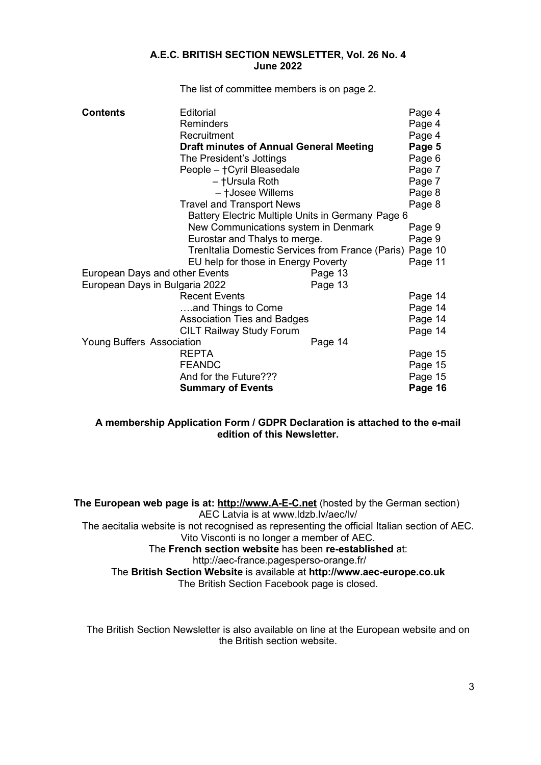**A.E.C. BRITISH SECTION NEWSLETTER, Vol. 26 No. 4**
**June 2022**

The list of committee members is on page 2.

| **Contents** | | |
|---|---|---|
| | Editorial | Page 4 |
| | Reminders | Page 4 |
| | Recruitment | Page 4 |
| | **Draft minutes of Annual General Meeting** | **Page 5** |
| | The President's Jottings | Page 6 |
| | People – †Cyril Bleasedale | Page 7 |
| | – †Ursula Roth | Page 7 |
| | – †Josee Willems | Page 8 |
| | Travel and Transport News | Page 8 |
| | Battery Electric Multiple Units in Germany | Page 6 |
| | New Communications system in Denmark | Page 9 |
| | Eurostar and Thalys to merge. | Page 9 |
| | TrenItalia Domestic Services from France (Paris) | Page 10 |
| | EU help for those in Energy Poverty | Page 11 |
| European Days and other Events | | Page 13 |
| European Days in Bulgaria 2022 | | Page 13 |
| | Recent Events | Page 14 |
| | ….and Things to Come | Page 14 |
| | Association Ties and Badges | Page 14 |
| | CILT Railway Study Forum | Page 14 |
| Young Buffers Association | | Page 14 |
| | REPTA | Page 15 |
| | FEANDC | Page 15 |
| | And for the Future??? | Page 15 |
| | **Summary of Events** | **Page 16** |

**A membership Application Form / GDPR Declaration is attached to the e-mail edition of this Newsletter.**

**The European web page is at: http://www.A-E-C.net** (hosted by the German section)
AEC Latvia is at www.ldzb.lv/aec/lv/
The aecitalia website is not recognised as representing the official Italian section of AEC.
Vito Visconti is no longer a member of AEC.
The **French section website** has been **re-established** at:
http://aec-france.pagesperso-orange.fr/
The **British Section Website** is available at **http://www.aec-europe.co.uk**
The British Section Facebook page is closed.

The British Section Newsletter is also available on line at the European website and on the British section website.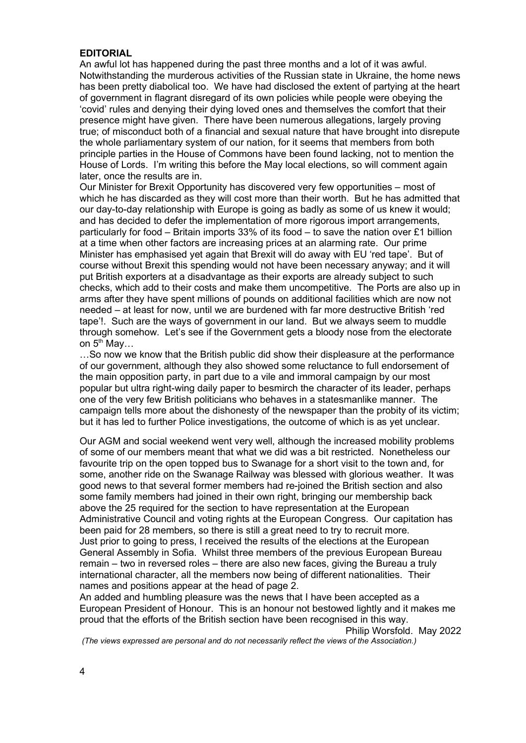**EDITORIAL**

An awful lot has happened during the past three months and a lot of it was awful. Notwithstanding the murderous activities of the Russian state in Ukraine, the home news has been pretty diabolical too. We have had disclosed the extent of partying at the heart of government in flagrant disregard of its own policies while people were obeying the 'covid' rules and denying their dying loved ones and themselves the comfort that their presence might have given. There have been numerous allegations, largely proving true; of misconduct both of a financial and sexual nature that have brought into disrepute the whole parliamentary system of our nation, for it seems that members from both principle parties in the House of Commons have been found lacking, not to mention the House of Lords. I'm writing this before the May local elections, so will comment again later, once the results are in.

Our Minister for Brexit Opportunity has discovered very few opportunities – most of which he has discarded as they will cost more than their worth. But he has admitted that our day-to-day relationship with Europe is going as badly as some of us knew it would; and has decided to defer the implementation of more rigorous import arrangements, particularly for food – Britain imports 33% of its food – to save the nation over £1 billion at a time when other factors are increasing prices at an alarming rate. Our prime Minister has emphasised yet again that Brexit will do away with EU 'red tape'. But of course without Brexit this spending would not have been necessary anyway; and it will put British exporters at a disadvantage as their exports are already subject to such checks, which add to their costs and make them uncompetitive. The Ports are also up in arms after they have spent millions of pounds on additional facilities which are now not needed – at least for now, until we are burdened with far more destructive British 'red tape'!. Such are the ways of government in our land. But we always seem to muddle through somehow. Let's see if the Government gets a bloody nose from the electorate on 5th May…

…So now we know that the British public did show their displeasure at the performance of our government, although they also showed some reluctance to full endorsement of the main opposition party, in part due to a vile and immoral campaign by our most popular but ultra right-wing daily paper to besmirch the character of its leader, perhaps one of the very few British politicians who behaves in a statesmanlike manner. The campaign tells more about the dishonesty of the newspaper than the probity of its victim; but it has led to further Police investigations, the outcome of which is as yet unclear.

Our AGM and social weekend went very well, although the increased mobility problems of some of our members meant that what we did was a bit restricted. Nonetheless our favourite trip on the open topped bus to Swanage for a short visit to the town and, for some, another ride on the Swanage Railway was blessed with glorious weather. It was good news to that several former members had re-joined the British section and also some family members had joined in their own right, bringing our membership back above the 25 required for the section to have representation at the European Administrative Council and voting rights at the European Congress. Our capitation has been paid for 28 members, so there is still a great need to try to recruit more.

Just prior to going to press, I received the results of the elections at the European General Assembly in Sofia. Whilst three members of the previous European Bureau remain – two in reversed roles – there are also new faces, giving the Bureau a truly international character, all the members now being of different nationalities. Their names and positions appear at the head of page 2.

An added and humbling pleasure was the news that I have been accepted as a European President of Honour. This is an honour not bestowed lightly and it makes me proud that the efforts of the British section have been recognised in this way.

Philip Worsfold. May 2022

*(The views expressed are personal and do not necessarily reflect the views of the Association.)*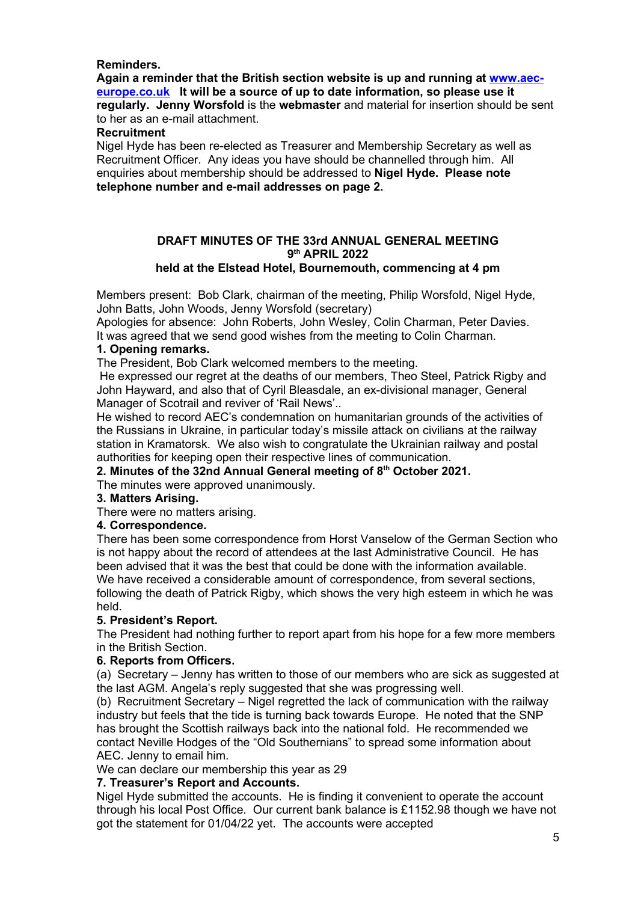**Reminders.**

**Again a reminder that the British section website is up and running at [www.aec-europe.co.uk](http://www.aec-europe.co.uk) It will be a source of up to date information, so please use it regularly. Jenny Worsfold** is the **webmaster** and material for insertion should be sent to her as an e-mail attachment.

**Recruitment**

Nigel Hyde has been re-elected as Treasurer and Membership Secretary as well as Recruitment Officer. Any ideas you have should be channelled through him. All enquiries about membership should be addressed to **Nigel Hyde. Please note telephone number and e-mail addresses on page 2.**

## DRAFT MINUTES OF THE 33rd ANNUAL GENERAL MEETING 9th APRIL 2022

### held at the Elstead Hotel, Bournemouth, commencing at 4 pm

Members present: Bob Clark, chairman of the meeting, Philip Worsfold, Nigel Hyde, John Batts, John Woods, Jenny Worsfold (secretary)

Apologies for absence: John Roberts, John Wesley, Colin Charman, Peter Davies.

It was agreed that we send good wishes from the meeting to Colin Charman.

**1. Opening remarks.**

The President, Bob Clark welcomed members to the meeting.

He expressed our regret at the deaths of our members, Theo Steel, Patrick Rigby and John Hayward, and also that of Cyril Bleasdale, an ex-divisional manager, General Manager of Scotrail and reviver of 'Rail News'..

He wished to record AEC's condemnation on humanitarian grounds of the activities of the Russians in Ukraine, in particular today's missile attack on civilians at the railway station in Kramatorsk. We also wish to congratulate the Ukrainian railway and postal authorities for keeping open their respective lines of communication.

**2. Minutes of the 32nd Annual General meeting of 8th October 2021.**

The minutes were approved unanimously.

**3. Matters Arising.**

There were no matters arising.

**4. Correspondence.**

There has been some correspondence from Horst Vanselow of the German Section who is not happy about the record of attendees at the last Administrative Council. He has been advised that it was the best that could be done with the information available.

We have received a considerable amount of correspondence, from several sections, following the death of Patrick Rigby, which shows the very high esteem in which he was held.

**5. President's Report.**

The President had nothing further to report apart from his hope for a few more members in the British Section.

**6. Reports from Officers.**

(a) Secretary – Jenny has written to those of our members who are sick as suggested at the last AGM. Angela's reply suggested that she was progressing well.

(b) Recruitment Secretary – Nigel regretted the lack of communication with the railway industry but feels that the tide is turning back towards Europe. He noted that the SNP has brought the Scottish railways back into the national fold. He recommended we contact Neville Hodges of the "Old Southernians" to spread some information about AEC. Jenny to email him.

We can declare our membership this year as 29

**7. Treasurer's Report and Accounts.**

Nigel Hyde submitted the accounts. He is finding it convenient to operate the account through his local Post Office. Our current bank balance is £1152.98 though we have not got the statement for 01/04/22 yet. The accounts were accepted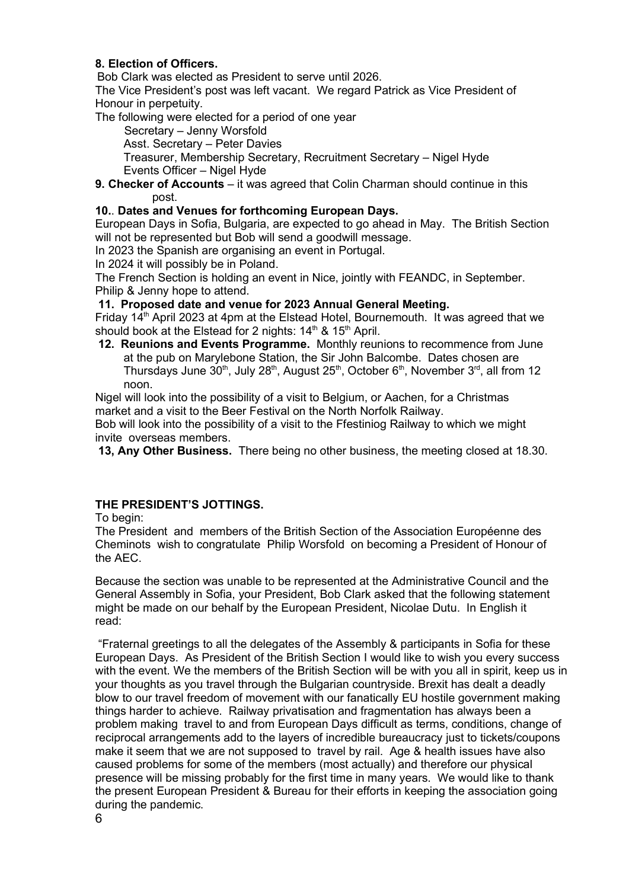**8. Election of Officers.**

Bob Clark was elected as President to serve until 2026.

The Vice President's post was left vacant. We regard Patrick as Vice President of Honour in perpetuity.

The following were elected for a period of one year

Secretary – Jenny Worsfold
Asst. Secretary – Peter Davies
Treasurer, Membership Secretary, Recruitment Secretary – Nigel Hyde
Events Officer – Nigel Hyde

**9. Checker of Accounts** – it was agreed that Colin Charman should continue in this post.

**10.. Dates and Venues for forthcoming European Days.**

European Days in Sofia, Bulgaria, are expected to go ahead in May. The British Section will not be represented but Bob will send a goodwill message.

In 2023 the Spanish are organising an event in Portugal.

In 2024 it will possibly be in Poland.

The French Section is holding an event in Nice, jointly with FEANDC, in September. Philip & Jenny hope to attend.

**11. Proposed date and venue for 2023 Annual General Meeting.**

Friday 14th April 2023 at 4pm at the Elstead Hotel, Bournemouth. It was agreed that we should book at the Elstead for 2 nights: 14th & 15th April.

**12. Reunions and Events Programme.** Monthly reunions to recommence from June at the pub on Marylebone Station, the Sir John Balcombe. Dates chosen are Thursdays June 30th, July 28th, August 25th, October 6th, November 3rd, all from 12 noon.

Nigel will look into the possibility of a visit to Belgium, or Aachen, for a Christmas market and a visit to the Beer Festival on the North Norfolk Railway.

Bob will look into the possibility of a visit to the Ffestiniog Railway to which we might invite overseas members.

**13, Any Other Business.** There being no other business, the meeting closed at 18.30.

**THE PRESIDENT'S JOTTINGS.**

To begin:

The President and members of the British Section of the Association Européenne des Cheminots wish to congratulate Philip Worsfold on becoming a President of Honour of the AEC.

Because the section was unable to be represented at the Administrative Council and the General Assembly in Sofia, your President, Bob Clark asked that the following statement might be made on our behalf by the European President, Nicolae Dutu. In English it read:

"Fraternal greetings to all the delegates of the Assembly & participants in Sofia for these European Days. As President of the British Section I would like to wish you every success with the event. We the members of the British Section will be with you all in spirit, keep us in your thoughts as you travel through the Bulgarian countryside. Brexit has dealt a deadly blow to our travel freedom of movement with our fanatically EU hostile government making things harder to achieve. Railway privatisation and fragmentation has always been a problem making travel to and from European Days difficult as terms, conditions, change of reciprocal arrangements add to the layers of incredible bureaucracy just to tickets/coupons make it seem that we are not supposed to travel by rail. Age & health issues have also caused problems for some of the members (most actually) and therefore our physical presence will be missing probably for the first time in many years. We would like to thank the present European President & Bureau for their efforts in keeping the association going during the pandemic.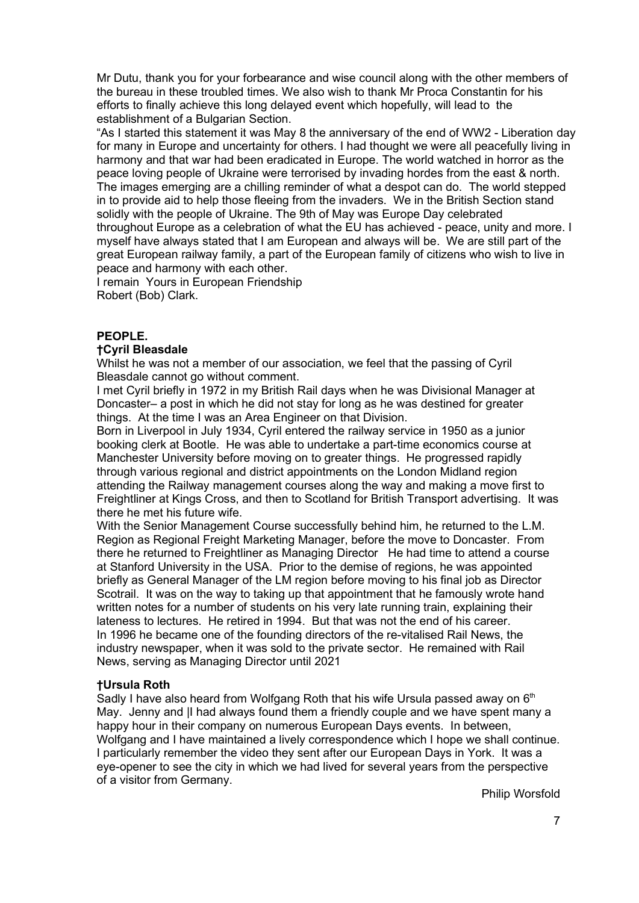Mr Dutu, thank you for your forbearance and wise council along with the other members of the bureau in these troubled times. We also wish to thank Mr Proca Constantin for his efforts to finally achieve this long delayed event which hopefully, will lead to the establishment of a Bulgarian Section.

"As I started this statement it was May 8 the anniversary of the end of WW2 - Liberation day for many in Europe and uncertainty for others. I had thought we were all peacefully living in harmony and that war had been eradicated in Europe. The world watched in horror as the peace loving people of Ukraine were terrorised by invading hordes from the east & north. The images emerging are a chilling reminder of what a despot can do. The world stepped in to provide aid to help those fleeing from the invaders. We in the British Section stand solidly with the people of Ukraine. The 9th of May was Europe Day celebrated throughout Europe as a celebration of what the EU has achieved - peace, unity and more. I myself have always stated that I am European and always will be. We are still part of the great European railway family, a part of the European family of citizens who wish to live in peace and harmony with each other.

I remain Yours in European Friendship
Robert (Bob) Clark.

**PEOPLE.**

**†Cyril Bleasdale**

Whilst he was not a member of our association, we feel that the passing of Cyril Bleasdale cannot go without comment.

I met Cyril briefly in 1972 in my British Rail days when he was Divisional Manager at Doncaster– a post in which he did not stay for long as he was destined for greater things. At the time I was an Area Engineer on that Division.

Born in Liverpool in July 1934, Cyril entered the railway service in 1950 as a junior booking clerk at Bootle. He was able to undertake a part-time economics course at Manchester University before moving on to greater things. He progressed rapidly through various regional and district appointments on the London Midland region attending the Railway management courses along the way and making a move first to Freightliner at Kings Cross, and then to Scotland for British Transport advertising. It was there he met his future wife.

With the Senior Management Course successfully behind him, he returned to the L.M. Region as Regional Freight Marketing Manager, before the move to Doncaster. From there he returned to Freightliner as Managing Director He had time to attend a course at Stanford University in the USA. Prior to the demise of regions, he was appointed briefly as General Manager of the LM region before moving to his final job as Director Scotrail. It was on the way to taking up that appointment that he famously wrote hand written notes for a number of students on his very late running train, explaining their lateness to lectures. He retired in 1994. But that was not the end of his career. In 1996 he became one of the founding directors of the re-vitalised Rail News, the industry newspaper, when it was sold to the private sector. He remained with Rail News, serving as Managing Director until 2021

**†Ursula Roth**

Sadly I have also heard from Wolfgang Roth that his wife Ursula passed away on 6th May. Jenny and |I had always found them a friendly couple and we have spent many a happy hour in their company on numerous European Days events. In between, Wolfgang and I have maintained a lively correspondence which I hope we shall continue. I particularly remember the video they sent after our European Days in York. It was a eye-opener to see the city in which we had lived for several years from the perspective of a visitor from Germany.

Philip Worsfold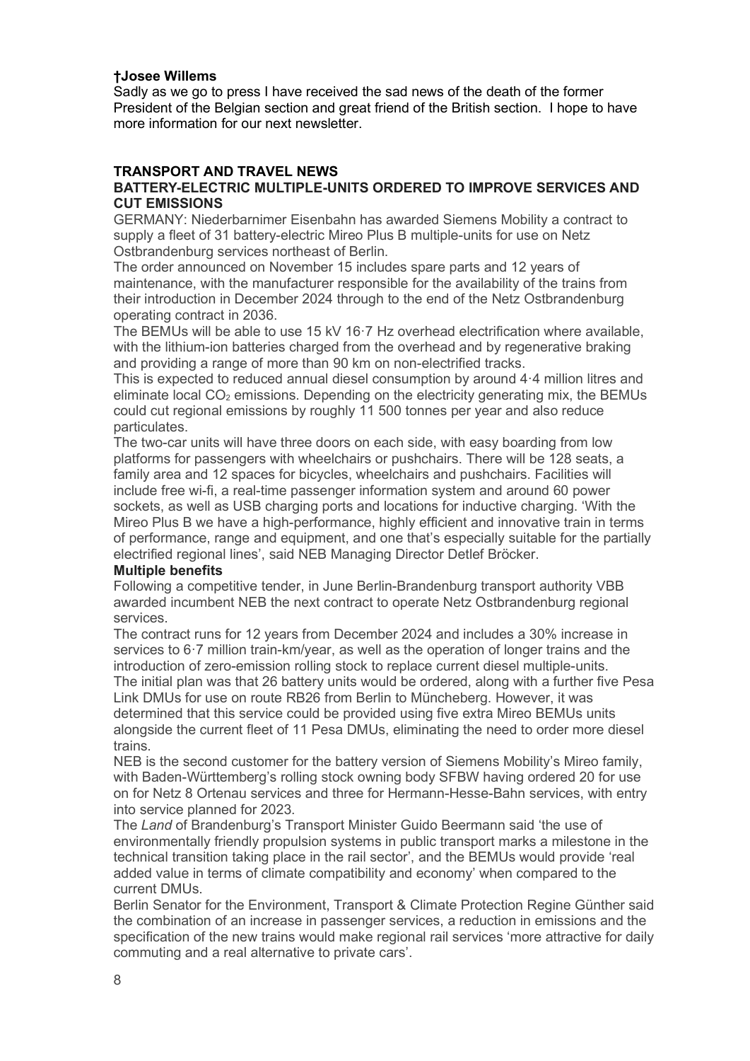**†Josee Willems**

Sadly as we go to press I have received the sad news of the death of the former President of the Belgian section and great friend of the British section. I hope to have more information for our next newsletter.

## TRANSPORT AND TRAVEL NEWS

### BATTERY-ELECTRIC MULTIPLE-UNITS ORDERED TO IMPROVE SERVICES AND CUT EMISSIONS

GERMANY: Niederbarnimer Eisenbahn has awarded Siemens Mobility a contract to supply a fleet of 31 battery-electric Mireo Plus B multiple-units for use on Netz Ostbrandenburg services northeast of Berlin.

The order announced on November 15 includes spare parts and 12 years of maintenance, with the manufacturer responsible for the availability of the trains from their introduction in December 2024 through to the end of the Netz Ostbrandenburg operating contract in 2036.

The BEMUs will be able to use 15 kV 16·7 Hz overhead electrification where available, with the lithium-ion batteries charged from the overhead and by regenerative braking and providing a range of more than 90 km on non-electrified tracks.

This is expected to reduced annual diesel consumption by around 4·4 million litres and eliminate local $CO_2$ emissions. Depending on the electricity generating mix, the BEMUs could cut regional emissions by roughly 11 500 tonnes per year and also reduce particulates.

The two-car units will have three doors on each side, with easy boarding from low platforms for passengers with wheelchairs or pushchairs. There will be 128 seats, a family area and 12 spaces for bicycles, wheelchairs and pushchairs. Facilities will include free wi-fi, a real-time passenger information system and around 60 power sockets, as well as USB charging ports and locations for inductive charging. 'With the Mireo Plus B we have a high-performance, highly efficient and innovative train in terms of performance, range and equipment, and one that's especially suitable for the partially electrified regional lines', said NEB Managing Director Detlef Bröcker.

**Multiple benefits**

Following a competitive tender, in June Berlin-Brandenburg transport authority VBB awarded incumbent NEB the next contract to operate Netz Ostbrandenburg regional services.

The contract runs for 12 years from December 2024 and includes a 30% increase in services to 6·7 million train-km/year, as well as the operation of longer trains and the introduction of zero-emission rolling stock to replace current diesel multiple-units.

The initial plan was that 26 battery units would be ordered, along with a further five Pesa Link DMUs for use on route RB26 from Berlin to Müncheberg. However, it was determined that this service could be provided using five extra Mireo BEMUs units alongside the current fleet of 11 Pesa DMUs, eliminating the need to order more diesel trains.

NEB is the second customer for the battery version of Siemens Mobility's Mireo family, with Baden-Württemberg's rolling stock owning body SFBW having ordered 20 for use on for Netz 8 Ortenau services and three for Hermann-Hesse-Bahn services, with entry into service planned for 2023.

The *Land* of Brandenburg's Transport Minister Guido Beermann said 'the use of environmentally friendly propulsion systems in public transport marks a milestone in the technical transition taking place in the rail sector', and the BEMUs would provide 'real added value in terms of climate compatibility and economy' when compared to the current DMUs.

Berlin Senator for the Environment, Transport & Climate Protection Regine Günther said the combination of an increase in passenger services, a reduction in emissions and the specification of the new trains would make regional rail services 'more attractive for daily commuting and a real alternative to private cars'.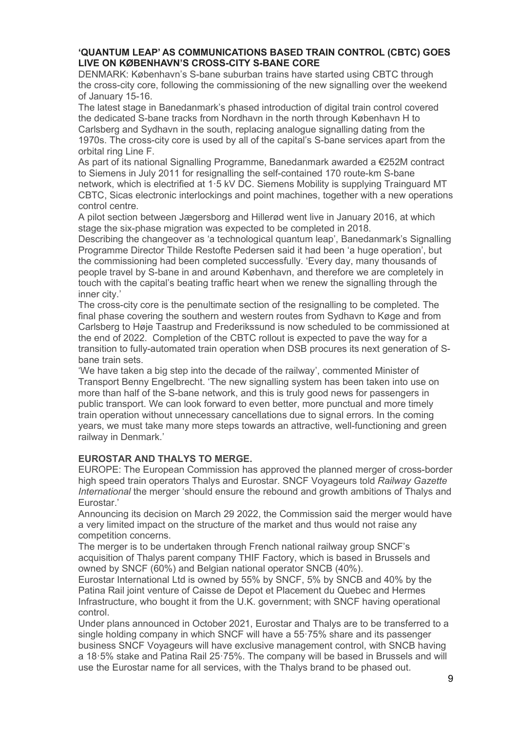## 'QUANTUM LEAP' AS COMMUNICATIONS BASED TRAIN CONTROL (CBTC) GOES LIVE ON KØBENHAVN'S CROSS-CITY S-BANE CORE

DENMARK: København's S-bane suburban trains have started using CBTC through the cross-city core, following the commissioning of the new signalling over the weekend of January 15-16.

The latest stage in Banedanmark's phased introduction of digital train control covered the dedicated S-bane tracks from Nordhavn in the north through København H to Carlsberg and Sydhavn in the south, replacing analogue signalling dating from the 1970s. The cross-city core is used by all of the capital's S-bane services apart from the orbital ring Line F.

As part of its national Signalling Programme, Banedanmark awarded a €252M contract to Siemens in July 2011 for resignalling the self-contained 170 route-km S-bane network, which is electrified at 1·5 kV DC. Siemens Mobility is supplying Trainguard MT CBTC, Sicas electronic interlockings and point machines, together with a new operations control centre.

A pilot section between Jægersborg and Hillerød went live in January 2016, at which stage the six-phase migration was expected to be completed in 2018.

Describing the changeover as 'a technological quantum leap', Banedanmark's Signalling Programme Director Thilde Restofte Pedersen said it had been 'a huge operation', but the commissioning had been completed successfully. 'Every day, many thousands of people travel by S-bane in and around København, and therefore we are completely in touch with the capital's beating traffic heart when we renew the signalling through the inner city.'

The cross-city core is the penultimate section of the resignalling to be completed. The final phase covering the southern and western routes from Sydhavn to Køge and from Carlsberg to Høje Taastrup and Frederikssund is now scheduled to be commissioned at the end of 2022. Completion of the CBTC rollout is expected to pave the way for a transition to fully-automated train operation when DSB procures its next generation of S-bane train sets.

'We have taken a big step into the decade of the railway', commented Minister of Transport Benny Engelbrecht. 'The new signalling system has been taken into use on more than half of the S-bane network, and this is truly good news for passengers in public transport. We can look forward to even better, more punctual and more timely train operation without unnecessary cancellations due to signal errors. In the coming years, we must take many more steps towards an attractive, well-functioning and green railway in Denmark.'

## EUROSTAR AND THALYS TO MERGE.

EUROPE: The European Commission has approved the planned merger of cross-border high speed train operators Thalys and Eurostar. SNCF Voyageurs told *Railway Gazette International* the merger 'should ensure the rebound and growth ambitions of Thalys and Eurostar.'

Announcing its decision on March 29 2022, the Commission said the merger would have a very limited impact on the structure of the market and thus would not raise any competition concerns.

The merger is to be undertaken through French national railway group SNCF's acquisition of Thalys parent company THIF Factory, which is based in Brussels and owned by SNCF (60%) and Belgian national operator SNCB (40%).

Eurostar International Ltd is owned by 55% by SNCF, 5% by SNCB and 40% by the Patina Rail joint venture of Caisse de Depot et Placement du Quebec and Hermes Infrastructure, who bought it from the U.K. government; with SNCF having operational control.

Under plans announced in October 2021, Eurostar and Thalys are to be transferred to a single holding company in which SNCF will have a 55·75% share and its passenger business SNCF Voyageurs will have exclusive management control, with SNCB having a 18·5% stake and Patina Rail 25·75%. The company will be based in Brussels and will use the Eurostar name for all services, with the Thalys brand to be phased out.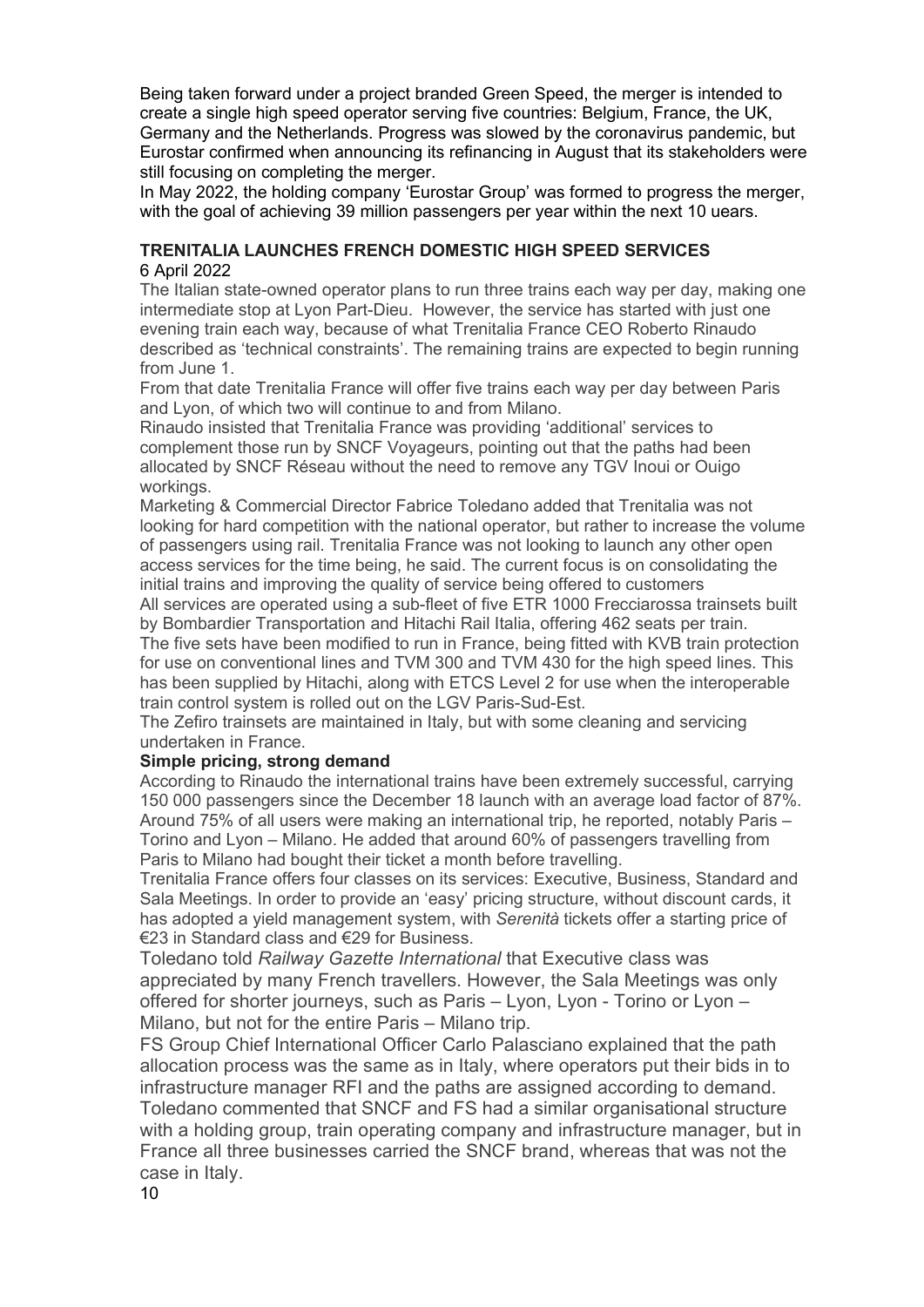Being taken forward under a project branded Green Speed, the merger is intended to create a single high speed operator serving five countries: Belgium, France, the UK, Germany and the Netherlands. Progress was slowed by the coronavirus pandemic, but Eurostar confirmed when announcing its refinancing in August that its stakeholders were still focusing on completing the merger.

In May 2022, the holding company 'Eurostar Group' was formed to progress the merger, with the goal of achieving 39 million passengers per year within the next 10 uears.

**TRENITALIA LAUNCHES FRENCH DOMESTIC HIGH SPEED SERVICES**

6 April 2022

The Italian state-owned operator plans to run three trains each way per day, making one intermediate stop at Lyon Part-Dieu. However, the service has started with just one evening train each way, because of what Trenitalia France CEO Roberto Rinaudo described as 'technical constraints'. The remaining trains are expected to begin running from June 1.

From that date Trenitalia France will offer five trains each way per day between Paris and Lyon, of which two will continue to and from Milano.

Rinaudo insisted that Trenitalia France was providing 'additional' services to complement those run by SNCF Voyageurs, pointing out that the paths had been allocated by SNCF Réseau without the need to remove any TGV Inoui or Ouigo workings.

Marketing & Commercial Director Fabrice Toledano added that Trenitalia was not looking for hard competition with the national operator, but rather to increase the volume of passengers using rail. Trenitalia France was not looking to launch any other open access services for the time being, he said. The current focus is on consolidating the initial trains and improving the quality of service being offered to customers

All services are operated using a sub-fleet of five ETR 1000 Frecciarossa trainsets built by Bombardier Transportation and Hitachi Rail Italia, offering 462 seats per train.

The five sets have been modified to run in France, being fitted with KVB train protection for use on conventional lines and TVM 300 and TVM 430 for the high speed lines. This has been supplied by Hitachi, along with ETCS Level 2 for use when the interoperable train control system is rolled out on the LGV Paris-Sud-Est.

The Zefiro trainsets are maintained in Italy, but with some cleaning and servicing undertaken in France.

**Simple pricing, strong demand**

According to Rinaudo the international trains have been extremely successful, carrying 150 000 passengers since the December 18 launch with an average load factor of 87%. Around 75% of all users were making an international trip, he reported, notably Paris – Torino and Lyon – Milano. He added that around 60% of passengers travelling from Paris to Milano had bought their ticket a month before travelling.

Trenitalia France offers four classes on its services: Executive, Business, Standard and Sala Meetings. In order to provide an 'easy' pricing structure, without discount cards, it has adopted a yield management system, with *Serenità* tickets offer a starting price of €23 in Standard class and €29 for Business.

Toledano told *Railway Gazette International* that Executive class was appreciated by many French travellers. However, the Sala Meetings was only offered for shorter journeys, such as Paris – Lyon, Lyon - Torino or Lyon – Milano, but not for the entire Paris – Milano trip.

FS Group Chief International Officer Carlo Palasciano explained that the path allocation process was the same as in Italy, where operators put their bids in to infrastructure manager RFI and the paths are assigned according to demand.

Toledano commented that SNCF and FS had a similar organisational structure with a holding group, train operating company and infrastructure manager, but in France all three businesses carried the SNCF brand, whereas that was not the case in Italy.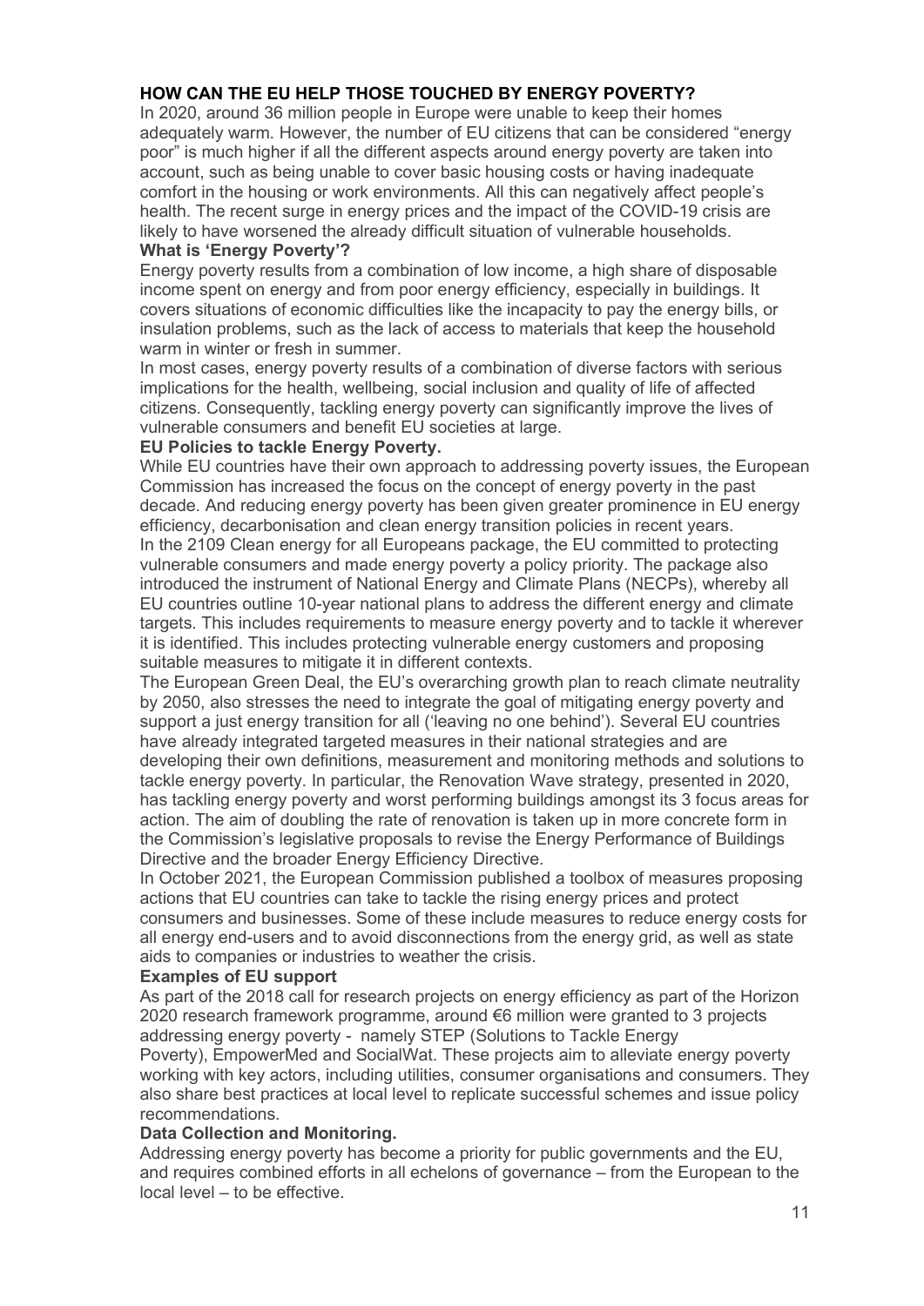**HOW CAN THE EU HELP THOSE TOUCHED BY ENERGY POVERTY?**

In 2020, around 36 million people in Europe were unable to keep their homes adequately warm. However, the number of EU citizens that can be considered "energy poor" is much higher if all the different aspects around energy poverty are taken into account, such as being unable to cover basic housing costs or having inadequate comfort in the housing or work environments. All this can negatively affect people's health. The recent surge in energy prices and the impact of the COVID-19 crisis are likely to have worsened the already difficult situation of vulnerable households.

**What is 'Energy Poverty'?**

Energy poverty results from a combination of low income, a high share of disposable income spent on energy and from poor energy efficiency, especially in buildings. It covers situations of economic difficulties like the incapacity to pay the energy bills, or insulation problems, such as the lack of access to materials that keep the household warm in winter or fresh in summer.

In most cases, energy poverty results of a combination of diverse factors with serious implications for the health, wellbeing, social inclusion and quality of life of affected citizens. Consequently, tackling energy poverty can significantly improve the lives of vulnerable consumers and benefit EU societies at large.

**EU Policies to tackle Energy Poverty.**

While EU countries have their own approach to addressing poverty issues, the European Commission has increased the focus on the concept of energy poverty in the past decade. And reducing energy poverty has been given greater prominence in EU energy efficiency, decarbonisation and clean energy transition policies in recent years.

In the 2109 Clean energy for all Europeans package, the EU committed to protecting vulnerable consumers and made energy poverty a policy priority. The package also introduced the instrument of National Energy and Climate Plans (NECPs), whereby all EU countries outline 10-year national plans to address the different energy and climate targets. This includes requirements to measure energy poverty and to tackle it wherever it is identified. This includes protecting vulnerable energy customers and proposing suitable measures to mitigate it in different contexts.

The European Green Deal, the EU's overarching growth plan to reach climate neutrality by 2050, also stresses the need to integrate the goal of mitigating energy poverty and support a just energy transition for all ('leaving no one behind'). Several EU countries have already integrated targeted measures in their national strategies and are developing their own definitions, measurement and monitoring methods and solutions to tackle energy poverty. In particular, the Renovation Wave strategy, presented in 2020, has tackling energy poverty and worst performing buildings amongst its 3 focus areas for action. The aim of doubling the rate of renovation is taken up in more concrete form in the Commission's legislative proposals to revise the Energy Performance of Buildings Directive and the broader Energy Efficiency Directive.

In October 2021, the European Commission published a toolbox of measures proposing actions that EU countries can take to tackle the rising energy prices and protect consumers and businesses. Some of these include measures to reduce energy costs for all energy end-users and to avoid disconnections from the energy grid, as well as state aids to companies or industries to weather the crisis.

**Examples of EU support**

As part of the 2018 call for research projects on energy efficiency as part of the Horizon 2020 research framework programme, around €6 million were granted to 3 projects addressing energy poverty - namely STEP (Solutions to Tackle Energy Poverty), EmpowerMed and SocialWat. These projects aim to alleviate energy poverty working with key actors, including utilities, consumer organisations and consumers. They also share best practices at local level to replicate successful schemes and issue policy recommendations.

**Data Collection and Monitoring.**

Addressing energy poverty has become a priority for public governments and the EU, and requires combined efforts in all echelons of governance – from the European to the local level – to be effective.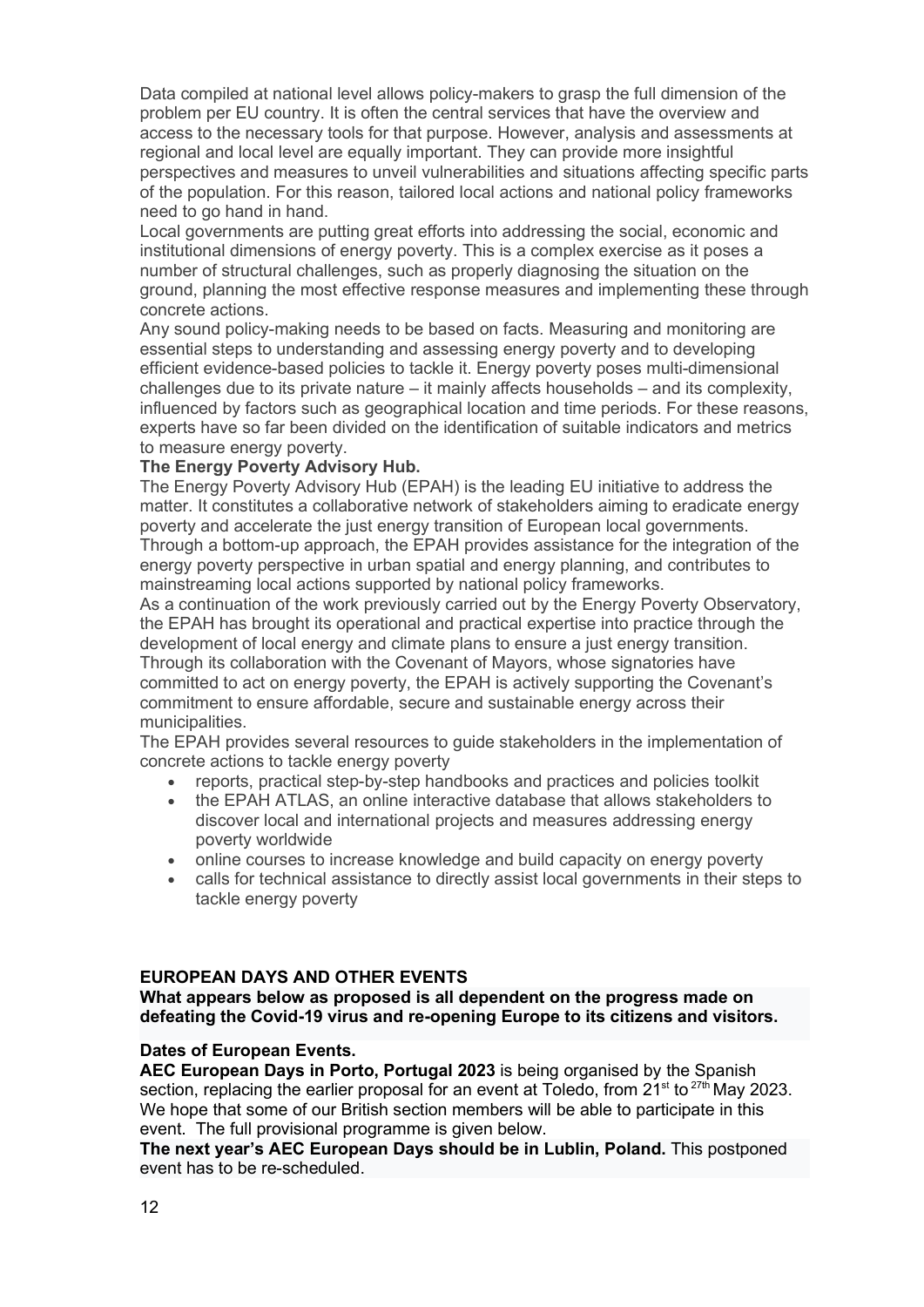Data compiled at national level allows policy-makers to grasp the full dimension of the problem per EU country. It is often the central services that have the overview and access to the necessary tools for that purpose. However, analysis and assessments at regional and local level are equally important. They can provide more insightful perspectives and measures to unveil vulnerabilities and situations affecting specific parts of the population. For this reason, tailored local actions and national policy frameworks need to go hand in hand.

Local governments are putting great efforts into addressing the social, economic and institutional dimensions of energy poverty. This is a complex exercise as it poses a number of structural challenges, such as properly diagnosing the situation on the ground, planning the most effective response measures and implementing these through concrete actions.

Any sound policy-making needs to be based on facts. Measuring and monitoring are essential steps to understanding and assessing energy poverty and to developing efficient evidence-based policies to tackle it. Energy poverty poses multi-dimensional challenges due to its private nature – it mainly affects households – and its complexity, influenced by factors such as geographical location and time periods. For these reasons, experts have so far been divided on the identification of suitable indicators and metrics to measure energy poverty.

**The Energy Poverty Advisory Hub.**

The Energy Poverty Advisory Hub (EPAH) is the leading EU initiative to address the matter. It constitutes a collaborative network of stakeholders aiming to eradicate energy poverty and accelerate the just energy transition of European local governments.

Through a bottom-up approach, the EPAH provides assistance for the integration of the energy poverty perspective in urban spatial and energy planning, and contributes to mainstreaming local actions supported by national policy frameworks.

As a continuation of the work previously carried out by the Energy Poverty Observatory, the EPAH has brought its operational and practical expertise into practice through the development of local energy and climate plans to ensure a just energy transition.

Through its collaboration with the Covenant of Mayors, whose signatories have committed to act on energy poverty, the EPAH is actively supporting the Covenant's commitment to ensure affordable, secure and sustainable energy across their municipalities.

The EPAH provides several resources to guide stakeholders in the implementation of concrete actions to tackle energy poverty

- reports, practical step-by-step handbooks and practices and policies toolkit
- the EPAH ATLAS, an online interactive database that allows stakeholders to discover local and international projects and measures addressing energy poverty worldwide
- online courses to increase knowledge and build capacity on energy poverty
- calls for technical assistance to directly assist local governments in their steps to tackle energy poverty

**EUROPEAN DAYS AND OTHER EVENTS**

**What appears below as proposed is all dependent on the progress made on defeating the Covid-19 virus and re-opening Europe to its citizens and visitors.**

**Dates of European Events.**

**AEC European Days in Porto, Portugal 2023** is being organised by the Spanish section, replacing the earlier proposal for an event at Toledo, from 21st to 27th May 2023. We hope that some of our British section members will be able to participate in this event. The full provisional programme is given below.

**The next year's AEC European Days should be in Lublin, Poland.** This postponed event has to be re-scheduled.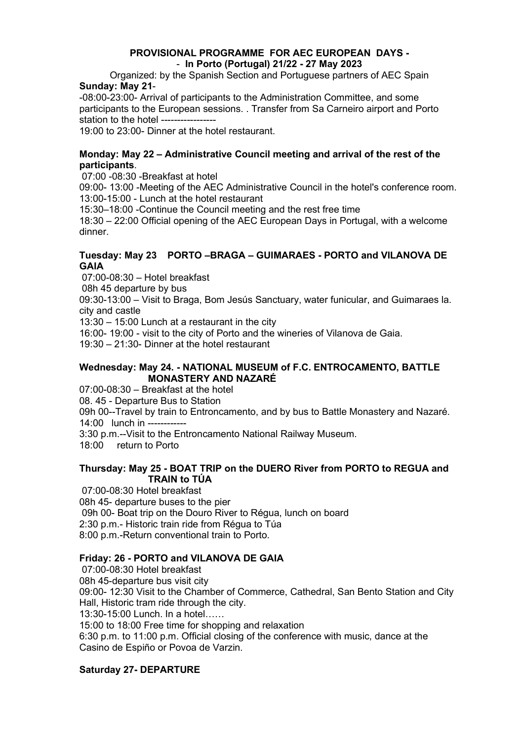**PROVISIONAL PROGRAMME FOR AEC EUROPEAN DAYS -**
**- In Porto (Portugal) 21/22 - 27 May 2023**

Organized: by the Spanish Section and Portuguese partners of AEC Spain

**Sunday: May 21**-

-08:00-23:00- Arrival of participants to the Administration Committee, and some participants to the European sessions. . Transfer from Sa Carneiro airport and Porto station to the hotel -----------------

19:00 to 23:00- Dinner at the hotel restaurant.

**Monday: May 22 – Administrative Council meeting and arrival of the rest of the participants**.

07:00 -08:30 -Breakfast at hotel

09:00- 13:00 -Meeting of the AEC Administrative Council in the hotel's conference room.

13:00-15:00 - Lunch at the hotel restaurant

15:30–18:00 -Continue the Council meeting and the rest free time

18:30 – 22:00 Official opening of the AEC European Days in Portugal, with a welcome dinner.

**Tuesday: May 23 PORTO –BRAGA – GUIMARAES - PORTO and VILANOVA DE GAIA**

07:00-08:30 – Hotel breakfast

08h 45 departure by bus

09:30-13:00 – Visit to Braga, Bom Jesús Sanctuary, water funicular, and Guimaraes la. city and castle

13:30 – 15:00 Lunch at a restaurant in the city

16:00- 19:00 - visit to the city of Porto and the wineries of Vilanova de Gaia.

19:30 – 21:30- Dinner at the hotel restaurant

**Wednesday: May 24. - NATIONAL MUSEUM of F.C. ENTROCAMENTO, BATTLE MONASTERY AND NAZARÉ**

07:00-08:30 – Breakfast at the hotel

08. 45 - Departure Bus to Station

09h 00--Travel by train to Entroncamento, and by bus to Battle Monastery and Nazaré.

14:00 lunch in ------------

3:30 p.m.--Visit to the Entroncamento National Railway Museum.

18:00 return to Porto

**Thursday: May 25 - BOAT TRIP on the DUERO River from PORTO to REGUA and TRAIN to TÚA**

07:00-08:30 Hotel breakfast

08h 45- departure buses to the pier

09h 00- Boat trip on the Douro River to Régua, lunch on board

2:30 p.m.- Historic train ride from Régua to Túa

8:00 p.m.-Return conventional train to Porto.

**Friday: 26 - PORTO and VILANOVA DE GAIA**

07:00-08:30 Hotel breakfast

08h 45-departure bus visit city

09:00- 12:30 Visit to the Chamber of Commerce, Cathedral, San Bento Station and City Hall, Historic tram ride through the city.

13:30-15:00 Lunch. In a hotel……

15:00 to 18:00 Free time for shopping and relaxation

6:30 p.m. to 11:00 p.m. Official closing of the conference with music, dance at the Casino de Espiño or Povoa de Varzin.

**Saturday 27- DEPARTURE**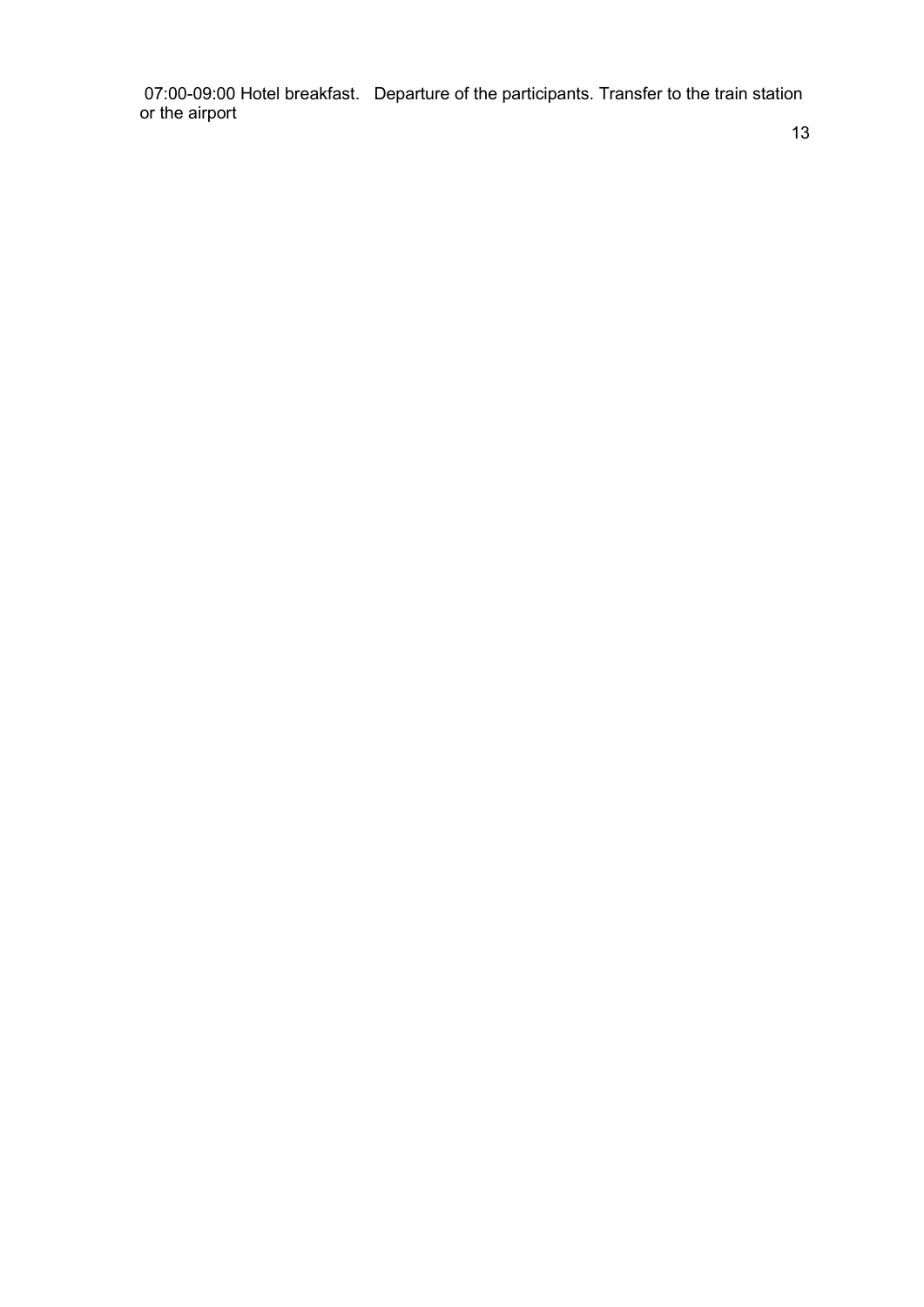07:00-09:00 Hotel breakfast. Departure of the participants. Transfer to the train station or the airport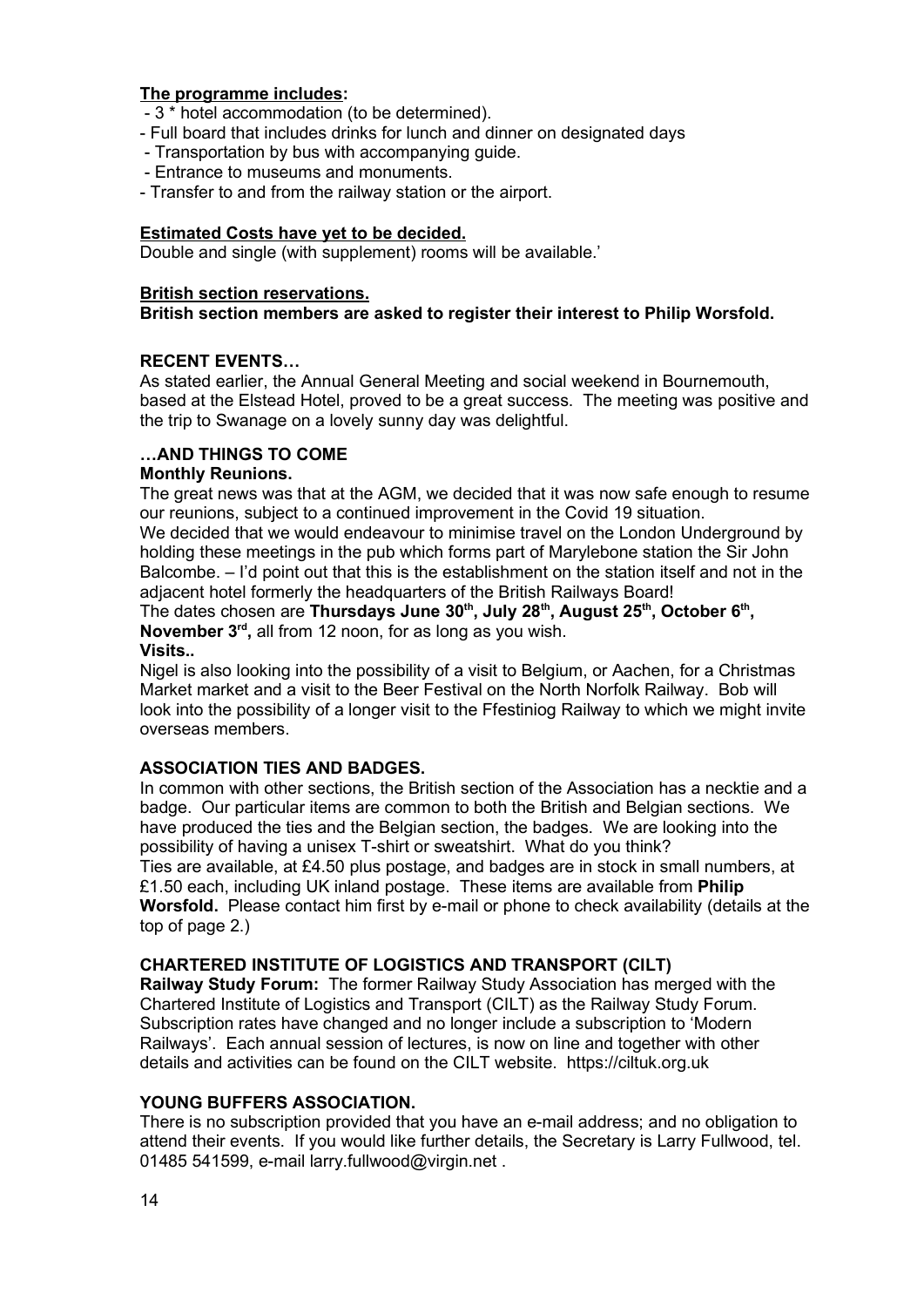**<u>The programme includes</u>:**

- 3 * hotel accommodation (to be determined).
- Full board that includes drinks for lunch and dinner on designated days
- Transportation by bus with accompanying guide.
- Entrance to museums and monuments.
- Transfer to and from the railway station or the airport.

**<u>Estimated Costs have yet to be decided.</u>**

Double and single (with supplement) rooms will be available.'

**<u>British section reservations.</u>**

**British section members are asked to register their interest to Philip Worsfold.**

**RECENT EVENTS…**

As stated earlier, the Annual General Meeting and social weekend in Bournemouth, based at the Elstead Hotel, proved to be a great success. The meeting was positive and the trip to Swanage on a lovely sunny day was delightful.

**…AND THINGS TO COME**

**Monthly Reunions.**

The great news was that at the AGM, we decided that it was now safe enough to resume our reunions, subject to a continued improvement in the Covid 19 situation.

We decided that we would endeavour to minimise travel on the London Underground by holding these meetings in the pub which forms part of Marylebone station the Sir John Balcombe. – I'd point out that this is the establishment on the station itself and not in the adjacent hotel formerly the headquarters of the British Railways Board!

The dates chosen are **Thursdays June 30th, July 28th, August 25th, October 6th, November 3rd,** all from 12 noon, for as long as you wish.

**Visits..**

Nigel is also looking into the possibility of a visit to Belgium, or Aachen, for a Christmas Market market and a visit to the Beer Festival on the North Norfolk Railway. Bob will look into the possibility of a longer visit to the Ffestiniog Railway to which we might invite overseas members.

**ASSOCIATION TIES AND BADGES.**

In common with other sections, the British section of the Association has a necktie and a badge. Our particular items are common to both the British and Belgian sections. We have produced the ties and the Belgian section, the badges. We are looking into the possibility of having a unisex T-shirt or sweatshirt. What do you think?

Ties are available, at £4.50 plus postage, and badges are in stock in small numbers, at £1.50 each, including UK inland postage. These items are available from **Philip Worsfold.** Please contact him first by e-mail or phone to check availability (details at the top of page 2.)

**CHARTERED INSTITUTE OF LOGISTICS AND TRANSPORT (CILT)**

**Railway Study Forum:** The former Railway Study Association has merged with the Chartered Institute of Logistics and Transport (CILT) as the Railway Study Forum. Subscription rates have changed and no longer include a subscription to 'Modern Railways'. Each annual session of lectures, is now on line and together with other details and activities can be found on the CILT website. https://ciltuk.org.uk

**YOUNG BUFFERS ASSOCIATION.**

There is no subscription provided that you have an e-mail address; and no obligation to attend their events. If you would like further details, the Secretary is Larry Fullwood, tel. 01485 541599, e-mail larry.fullwood@virgin.net .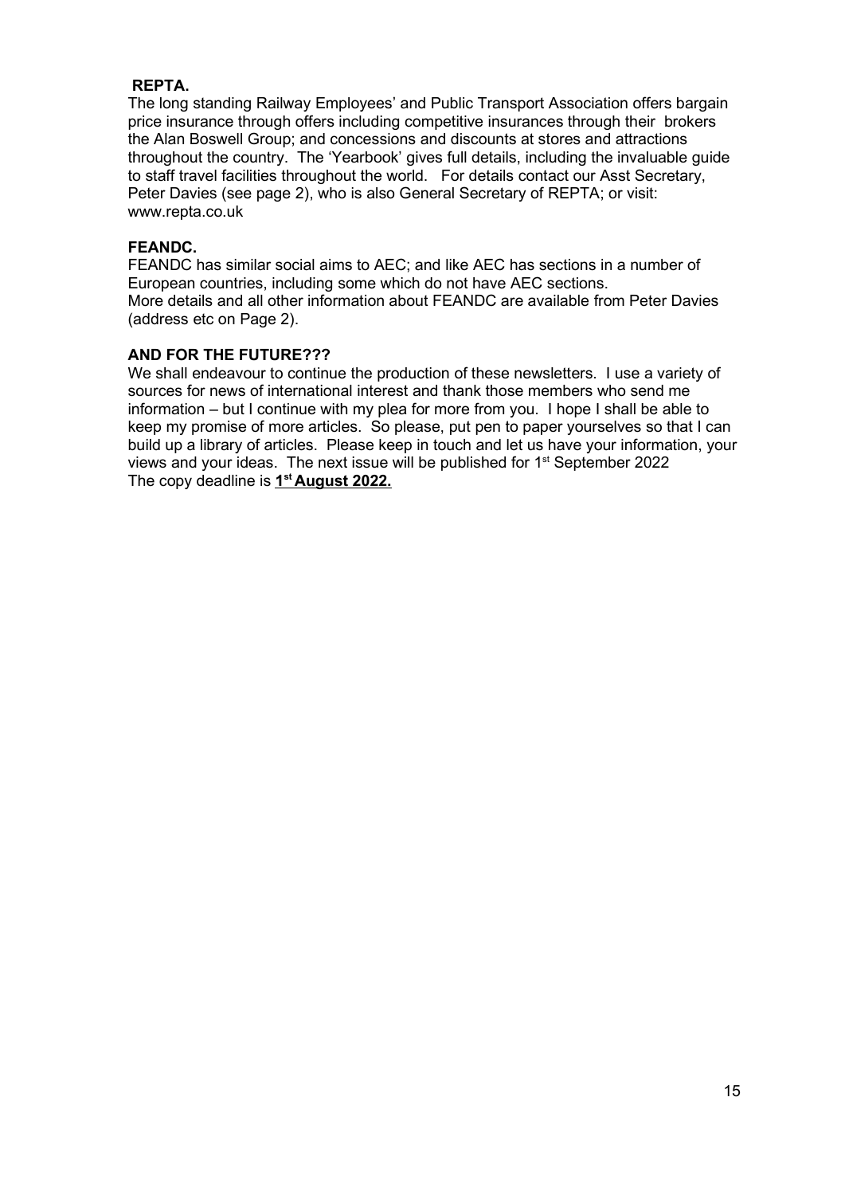**REPTA.**

The long standing Railway Employees' and Public Transport Association offers bargain price insurance through offers including competitive insurances through their brokers the Alan Boswell Group; and concessions and discounts at stores and attractions throughout the country. The 'Yearbook' gives full details, including the invaluable guide to staff travel facilities throughout the world. For details contact our Asst Secretary, Peter Davies (see page 2), who is also General Secretary of REPTA; or visit: www.repta.co.uk

**FEANDC.**

FEANDC has similar social aims to AEC; and like AEC has sections in a number of European countries, including some which do not have AEC sections.
More details and all other information about FEANDC are available from Peter Davies (address etc on Page 2).

**AND FOR THE FUTURE???**

We shall endeavour to continue the production of these newsletters. I use a variety of sources for news of international interest and thank those members who send me information – but I continue with my plea for more from you. I hope I shall be able to keep my promise of more articles. So please, put pen to paper yourselves so that I can build up a library of articles. Please keep in touch and let us have your information, your views and your ideas. The next issue will be published for 1st September 2022
The copy deadline is **1st August 2022.**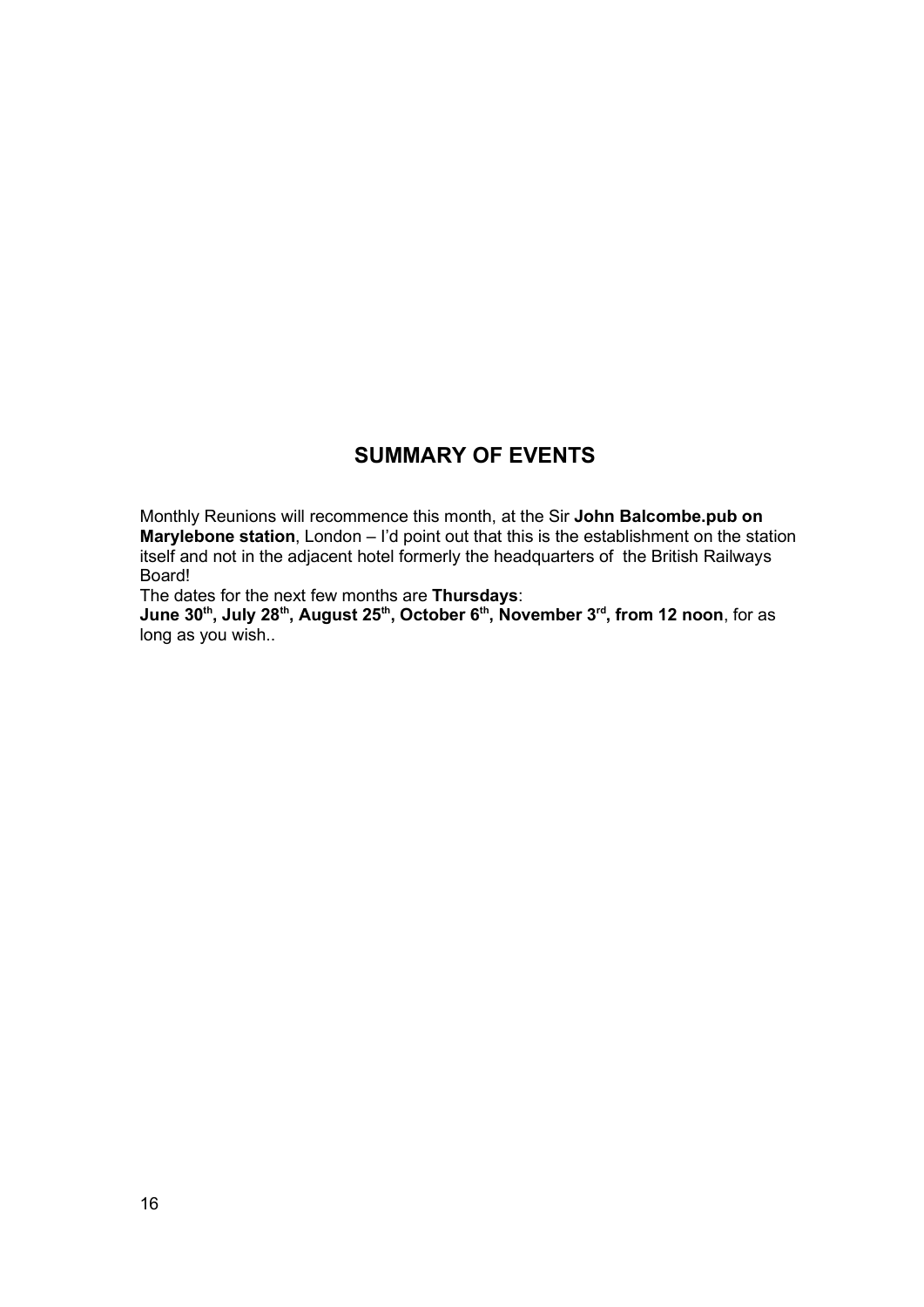## SUMMARY OF EVENTS

Monthly Reunions will recommence this month, at the Sir **John Balcombe.pub on Marylebone station**, London – I'd point out that this is the establishment on the station itself and not in the adjacent hotel formerly the headquarters of the British Railways Board!

The dates for the next few months are **Thursdays**:

**June 30th, July 28th, August 25th, October 6th, November 3rd, from 12 noon**, for as long as you wish..